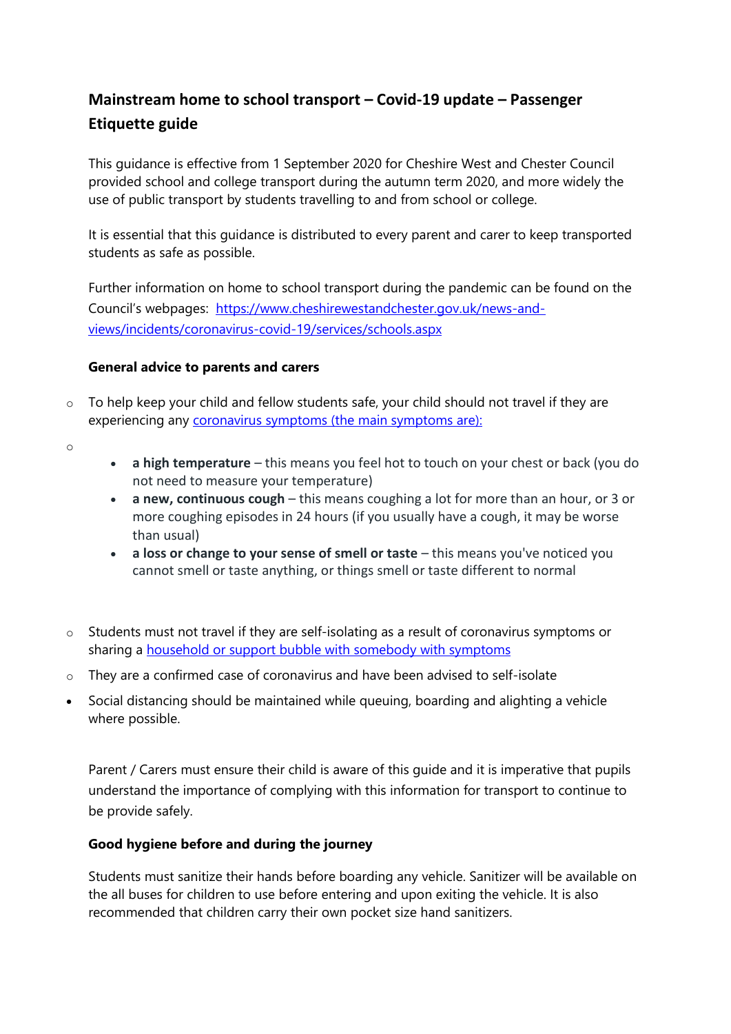## Mainstream home to school transport – Covid-19 update – Passenger Etiquette guide

This guidance is effective from 1 September 2020 for Cheshire West and Chester Council provided school and college transport during the autumn term 2020, and more widely the use of public transport by students travelling to and from school or college.

It is essential that this guidance is distributed to every parent and carer to keep transported students as safe as possible.

Further information on home to school transport during the pandemic can be found on the Council's webpages: [https://www.cheshirewestandchester.gov.uk/news-and-views/incidents/coronavirus-covid-19/services/schools.aspx](https://www.cheshirewestandchester.gov.uk/news-and-views/incidents/coronavirus-covid-19/services/schools.aspx)

### General advice to parents and carers

- To help keep your child and fellow students safe, your child should not travel if they are experiencing any [coronavirus symptoms (the main symptoms are):]()
  - **a high temperature** – this means you feel hot to touch on your chest or back (you do not need to measure your temperature)
  - **a new, continuous cough** – this means coughing a lot for more than an hour, or 3 or more coughing episodes in 24 hours (if you usually have a cough, it may be worse than usual)
  - **a loss or change to your sense of smell or taste** – this means you've noticed you cannot smell or taste anything, or things smell or taste different to normal
- Students must not travel if they are self-isolating as a result of coronavirus symptoms or sharing a [household or support bubble with somebody with symptoms]()
- They are a confirmed case of coronavirus and have been advised to self-isolate
- Social distancing should be maintained while queuing, boarding and alighting a vehicle where possible.

Parent / Carers must ensure their child is aware of this guide and it is imperative that pupils understand the importance of complying with this information for transport to continue to be provide safely.

### Good hygiene before and during the journey

Students must sanitize their hands before boarding any vehicle. Sanitizer will be available on the all buses for children to use before entering and upon exiting the vehicle. It is also recommended that children carry their own pocket size hand sanitizers.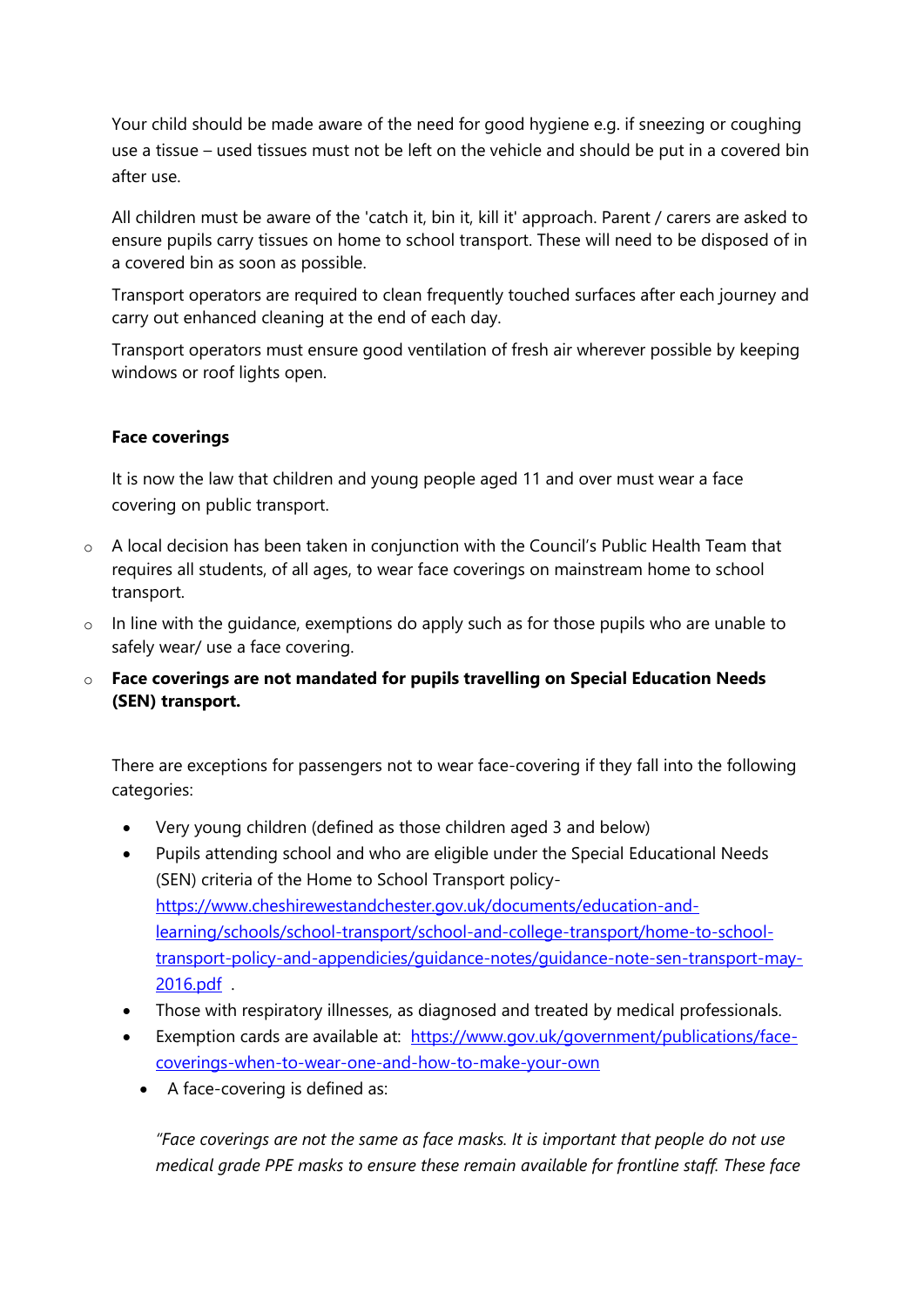Your child should be made aware of the need for good hygiene e.g. if sneezing or coughing use a tissue – used tissues must not be left on the vehicle and should be put in a covered bin after use.

All children must be aware of the 'catch it, bin it, kill it' approach. Parent / carers are asked to ensure pupils carry tissues on home to school transport. These will need to be disposed of in a covered bin as soon as possible.

Transport operators are required to clean frequently touched surfaces after each journey and carry out enhanced cleaning at the end of each day.

Transport operators must ensure good ventilation of fresh air wherever possible by keeping windows or roof lights open.

**Face coverings**

It is now the law that children and young people aged 11 and over must wear a face covering on public transport.

- A local decision has been taken in conjunction with the Council's Public Health Team that requires all students, of all ages, to wear face coverings on mainstream home to school transport.
- In line with the guidance, exemptions do apply such as for those pupils who are unable to safely wear/ use a face covering.
- **Face coverings are not mandated for pupils travelling on Special Education Needs (SEN) transport.**

There are exceptions for passengers not to wear face-covering if they fall into the following categories:

- Very young children (defined as those children aged 3 and below)
- Pupils attending school and who are eligible under the Special Educational Needs (SEN) criteria of the Home to School Transport policy- [https://www.cheshirewestandchester.gov.uk/documents/education-and-learning/schools/school-transport/school-and-college-transport/home-to-school-transport-policy-and-appendicies/guidance-notes/guidance-note-sen-transport-may-2016.pdf](https://www.cheshirewestandchester.gov.uk/documents/education-and-learning/schools/school-transport/school-and-college-transport/home-to-school-transport-policy-and-appendicies/guidance-notes/guidance-note-sen-transport-may-2016.pdf) .
- Those with respiratory illnesses, as diagnosed and treated by medical professionals.
- Exemption cards are available at: [https://www.gov.uk/government/publications/face-coverings-when-to-wear-one-and-how-to-make-your-own](https://www.gov.uk/government/publications/face-coverings-when-to-wear-one-and-how-to-make-your-own)
- A face-covering is defined as:

*"Face coverings are not the same as face masks. It is important that people do not use medical grade PPE masks to ensure these remain available for frontline staff. These face*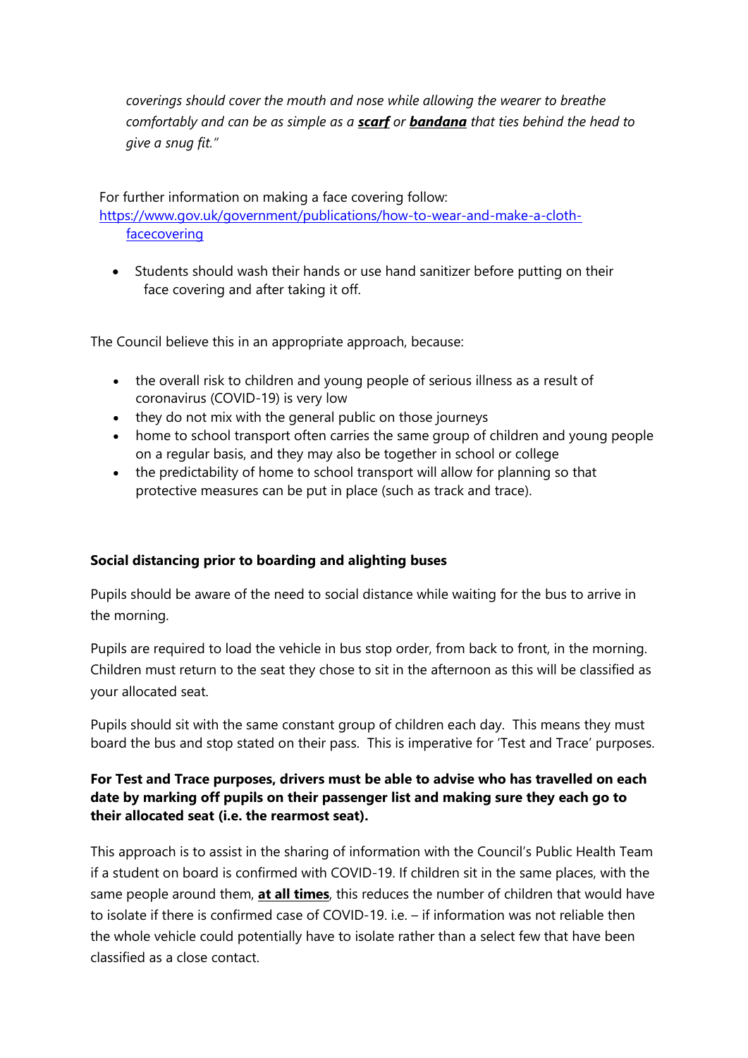*coverings should cover the mouth and nose while allowing the wearer to breathe comfortably and can be as simple as a **scarf** or **bandana** that ties behind the head to give a snug fit."*

For further information on making a face covering follow: [https://www.gov.uk/government/publications/how-to-wear-and-make-a-cloth-facecovering](https://www.gov.uk/government/publications/how-to-wear-and-make-a-cloth-facecovering)

- Students should wash their hands or use hand sanitizer before putting on their face covering and after taking it off.

The Council believe this in an appropriate approach, because:

- the overall risk to children and young people of serious illness as a result of coronavirus (COVID-19) is very low
- they do not mix with the general public on those journeys
- home to school transport often carries the same group of children and young people on a regular basis, and they may also be together in school or college
- the predictability of home to school transport will allow for planning so that protective measures can be put in place (such as track and trace).

**Social distancing prior to boarding and alighting buses**

Pupils should be aware of the need to social distance while waiting for the bus to arrive in the morning.

Pupils are required to load the vehicle in bus stop order, from back to front, in the morning. Children must return to the seat they chose to sit in the afternoon as this will be classified as your allocated seat.

Pupils should sit with the same constant group of children each day. This means they must board the bus and stop stated on their pass. This is imperative for 'Test and Trace' purposes.

**For Test and Trace purposes, drivers must be able to advise who has travelled on each date by marking off pupils on their passenger list and making sure they each go to their allocated seat (i.e. the rearmost seat).**

This approach is to assist in the sharing of information with the Council's Public Health Team if a student on board is confirmed with COVID-19. If children sit in the same places, with the same people around them, **at all times**, this reduces the number of children that would have to isolate if there is confirmed case of COVID-19. i.e. – if information was not reliable then the whole vehicle could potentially have to isolate rather than a select few that have been classified as a close contact.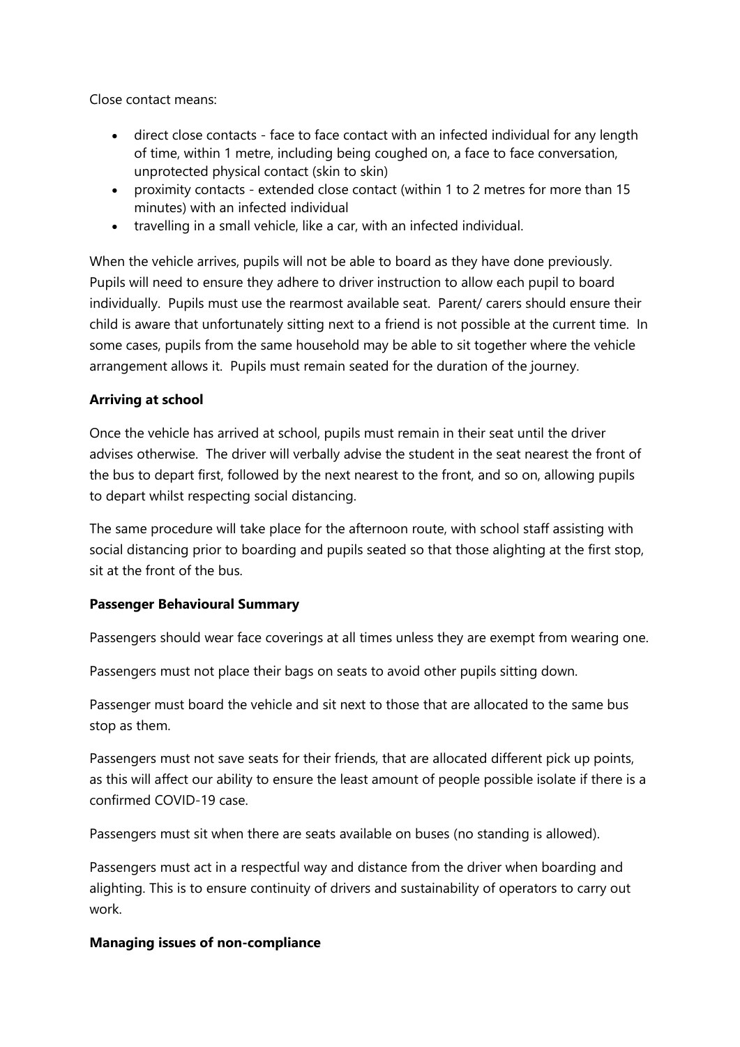Close contact means:

- direct close contacts - face to face contact with an infected individual for any length of time, within 1 metre, including being coughed on, a face to face conversation, unprotected physical contact (skin to skin)
- proximity contacts - extended close contact (within 1 to 2 metres for more than 15 minutes) with an infected individual
- travelling in a small vehicle, like a car, with an infected individual.

When the vehicle arrives, pupils will not be able to board as they have done previously. Pupils will need to ensure they adhere to driver instruction to allow each pupil to board individually. Pupils must use the rearmost available seat. Parent/ carers should ensure their child is aware that unfortunately sitting next to a friend is not possible at the current time. In some cases, pupils from the same household may be able to sit together where the vehicle arrangement allows it. Pupils must remain seated for the duration of the journey.

**Arriving at school**

Once the vehicle has arrived at school, pupils must remain in their seat until the driver advises otherwise. The driver will verbally advise the student in the seat nearest the front of the bus to depart first, followed by the next nearest to the front, and so on, allowing pupils to depart whilst respecting social distancing.

The same procedure will take place for the afternoon route, with school staff assisting with social distancing prior to boarding and pupils seated so that those alighting at the first stop, sit at the front of the bus.

**Passenger Behavioural Summary**

Passengers should wear face coverings at all times unless they are exempt from wearing one.

Passengers must not place their bags on seats to avoid other pupils sitting down.

Passenger must board the vehicle and sit next to those that are allocated to the same bus stop as them.

Passengers must not save seats for their friends, that are allocated different pick up points, as this will affect our ability to ensure the least amount of people possible isolate if there is a confirmed COVID-19 case.

Passengers must sit when there are seats available on buses (no standing is allowed).

Passengers must act in a respectful way and distance from the driver when boarding and alighting. This is to ensure continuity of drivers and sustainability of operators to carry out work.

**Managing issues of non-compliance**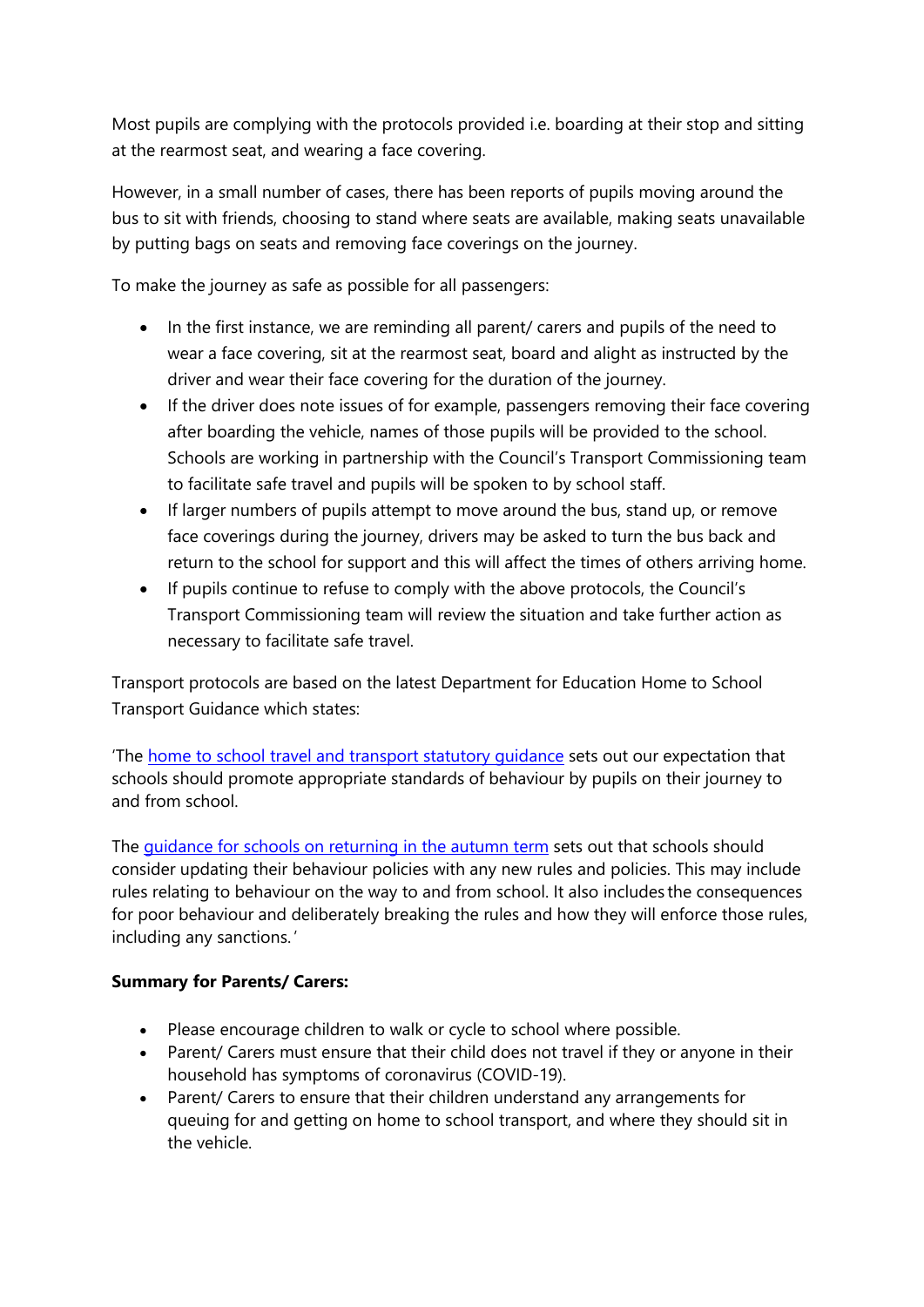Most pupils are complying with the protocols provided i.e. boarding at their stop and sitting at the rearmost seat, and wearing a face covering.

However, in a small number of cases, there has been reports of pupils moving around the bus to sit with friends, choosing to stand where seats are available, making seats unavailable by putting bags on seats and removing face coverings on the journey.

To make the journey as safe as possible for all passengers:

- In the first instance, we are reminding all parent/ carers and pupils of the need to wear a face covering, sit at the rearmost seat, board and alight as instructed by the driver and wear their face covering for the duration of the journey.
- If the driver does note issues of for example, passengers removing their face covering after boarding the vehicle, names of those pupils will be provided to the school. Schools are working in partnership with the Council's Transport Commissioning team to facilitate safe travel and pupils will be spoken to by school staff.
- If larger numbers of pupils attempt to move around the bus, stand up, or remove face coverings during the journey, drivers may be asked to turn the bus back and return to the school for support and this will affect the times of others arriving home.
- If pupils continue to refuse to comply with the above protocols, the Council's Transport Commissioning team will review the situation and take further action as necessary to facilitate safe travel.

Transport protocols are based on the latest Department for Education Home to School Transport Guidance which states:

'The home to school travel and transport statutory guidance sets out our expectation that schools should promote appropriate standards of behaviour by pupils on their journey to and from school.

The guidance for schools on returning in the autumn term sets out that schools should consider updating their behaviour policies with any new rules and policies. This may include rules relating to behaviour on the way to and from school. It also includes the consequences for poor behaviour and deliberately breaking the rules and how they will enforce those rules, including any sanctions.'

**Summary for Parents/ Carers:**

- Please encourage children to walk or cycle to school where possible.
- Parent/ Carers must ensure that their child does not travel if they or anyone in their household has symptoms of coronavirus (COVID-19).
- Parent/ Carers to ensure that their children understand any arrangements for queuing for and getting on home to school transport, and where they should sit in the vehicle.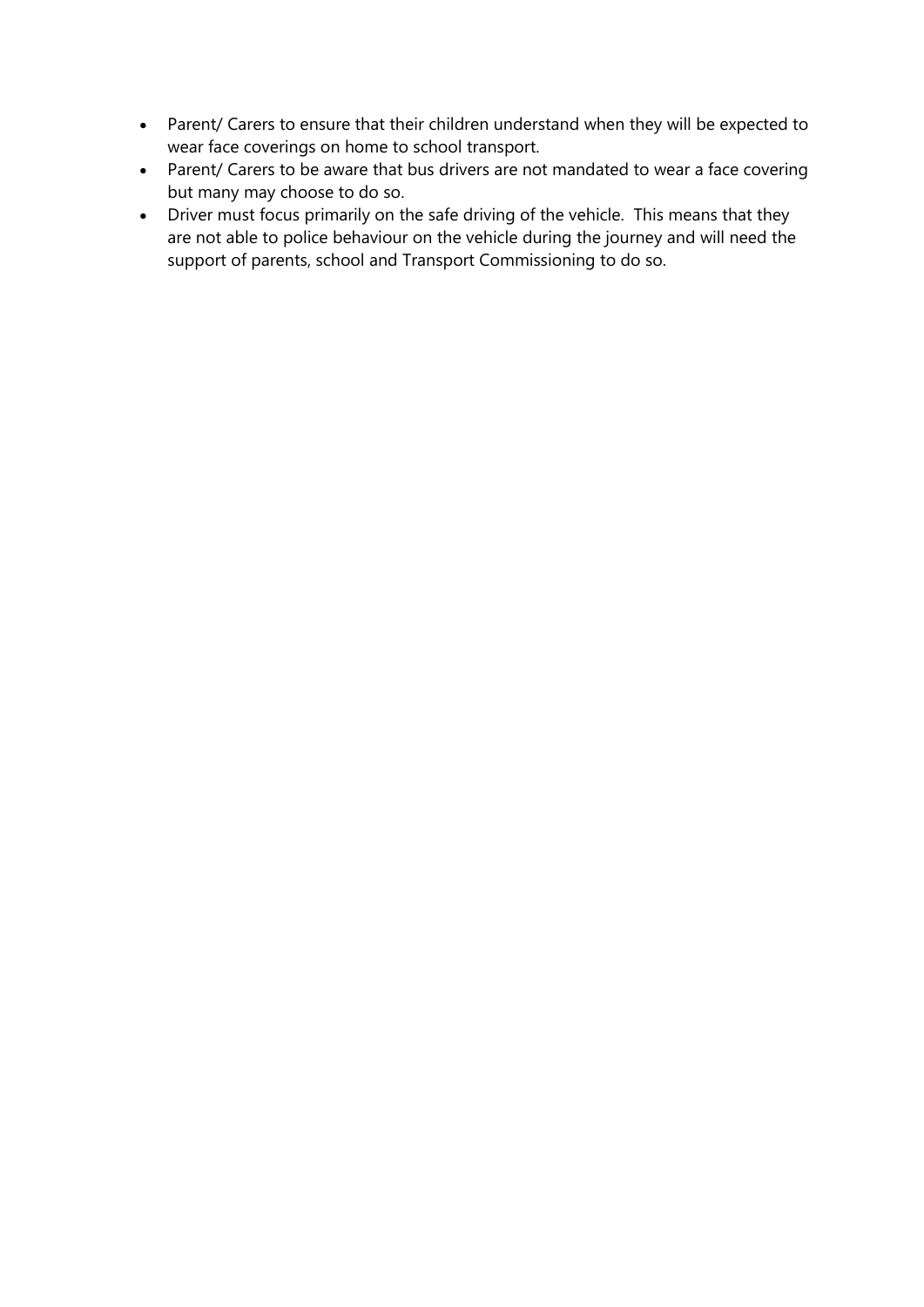- Parent/ Carers to ensure that their children understand when they will be expected to wear face coverings on home to school transport.
- Parent/ Carers to be aware that bus drivers are not mandated to wear a face covering but many may choose to do so.
- Driver must focus primarily on the safe driving of the vehicle. This means that they are not able to police behaviour on the vehicle during the journey and will need the support of parents, school and Transport Commissioning to do so.